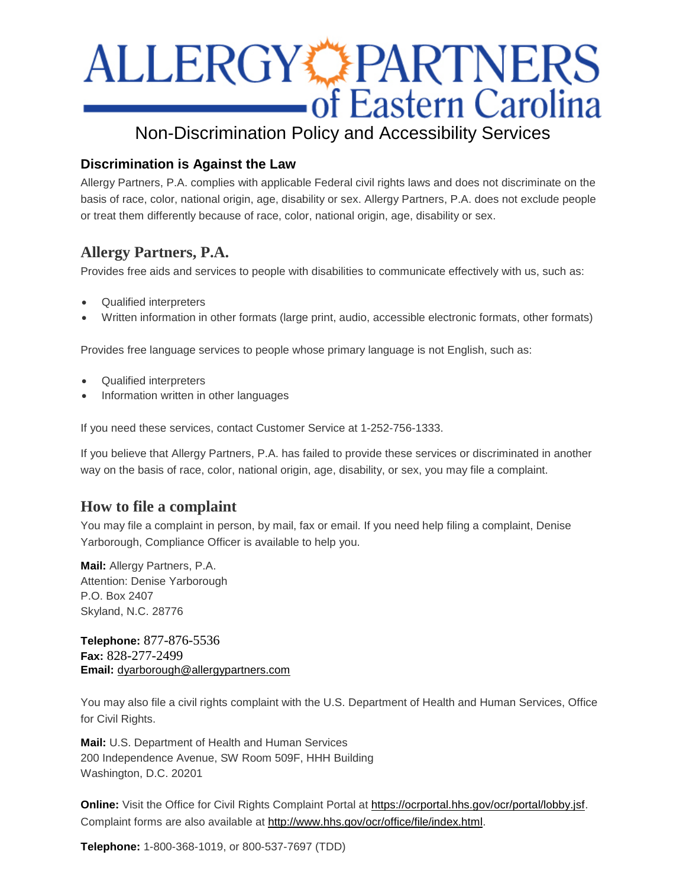# ALLERGY PARTNERS of Eastern Carolina

## Non-Discrimination Policy and Accessibility Services

### Discrimination is Against the Law

Allergy Partners, P.A. complies with applicable Federal civil rights laws and does not discriminate on the basis of race, color, national origin, age, disability or sex. Allergy Partners, P.A. does not exclude people or treat them differently because of race, color, national origin, age, disability or sex.

### Allergy Partners, P.A.

Provides free aids and services to people with disabilities to communicate effectively with us, such as:

- Qualified interpreters
- Written information in other formats (large print, audio, accessible electronic formats, other formats)

Provides free language services to people whose primary language is not English, such as:

- Qualified interpreters
- Information written in other languages

If you need these services, contact Customer Service at 1-252-756-1333.

If you believe that Allergy Partners, P.A. has failed to provide these services or discriminated in another way on the basis of race, color, national origin, age, disability, or sex, you may file a complaint.

### How to file a complaint

You may file a complaint in person, by mail, fax or email. If you need help filing a complaint, Denise Yarborough, Compliance Officer is available to help you.

**Mail:** Allergy Partners, P.A.
Attention: Denise Yarborough
P.O. Box 2407
Skyland, N.C. 28776

**Telephone:** 877-876-5536
**Fax:** 828-277-2499
**Email:** dyarborough@allergypartners.com

You may also file a civil rights complaint with the U.S. Department of Health and Human Services, Office for Civil Rights.

**Mail:** U.S. Department of Health and Human Services
200 Independence Avenue, SW Room 509F, HHH Building
Washington, D.C. 20201

**Online:** Visit the Office for Civil Rights Complaint Portal at https://ocrportal.hhs.gov/ocr/portal/lobby.jsf. Complaint forms are also available at http://www.hhs.gov/ocr/office/file/index.html.

**Telephone:** 1-800-368-1019, or 800-537-7697 (TDD)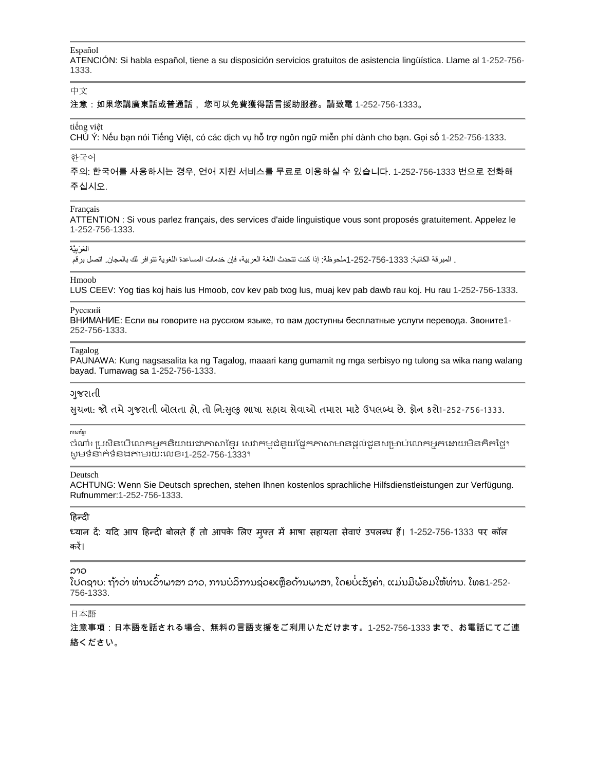Español

ATENCIÓN: Si habla español, tiene a su disposición servicios gratuitos de asistencia lingüística. Llame al 1-252-756-1333.

中文

注意：如果您講廣東話或普通話， 您可以免費獲得語言援助服務。請致電 1-252-756-1333。

tiếng việt

CHÚ Ý: Nếu bạn nói Tiếng Việt, có các dịch vụ hỗ trợ ngôn ngữ miễn phí dành cho bạn. Gọi số 1-252-756-1333.

한국어

주의: 한국어를 사용하시는 경우, 언어 지원 서비스를 무료로 이용하실 수 있습니다. 1-252-756-1333 번으로 전화해 주십시오.

Français

ATTENTION : Si vous parlez français, des services d'aide linguistique vous sont proposés gratuitement. Appelez le 1-252-756-1333.

العَرَبِيَّة

ملحوظة: إذا كنت تتحدث اللغة العربية، فإن خدمات المساعدة اللغوية تتوافر لك بالمجان. اتصل برقم 1-252-756-1333 المبرقة الكاتبة: .

Hmoob

LUS CEEV: Yog tias koj hais lus Hmoob, cov kev pab txog lus, muaj kev pab dawb rau koj. Hu rau 1-252-756-1333.

Русский

ВНИМАНИЕ: Если вы говорите на русском языке, то вам доступны бесплатные услуги перевода. Звоните1-252-756-1333.

Tagalog

PAUNAWA: Kung nagsasalita ka ng Tagalog, maaari kang gumamit ng mga serbisyo ng tulong sa wika nang walang bayad. Tumawag sa 1-252-756-1333.

ગુજરાતી

સુચના: જો તમે ગુજરાતી બોલતા હો, તો નિ:શુલ્ક ભાષા સહાય સેવાઓ તમારા માટે ઉપલબ્ધ છે. ફોન કરો1-252-756-1333.

ភាសាខ្មែរ

ចំណាំ៖ ប្រសិនបើលោកអ្នកនិយាយជាភាសាខ្មែរ សេវាកម្មជំនួយផ្នែកភាសាមានផ្តល់ជូនសម្រាប់លោកអ្នកដោយមិនគិតថ្លៃ។ សូមទំនាក់ទំនងតាមរយៈលេខ៖1-252-756-1333។

Deutsch

ACHTUNG: Wenn Sie Deutsch sprechen, stehen Ihnen kostenlos sprachliche Hilfsdienstleistungen zur Verfügung. Rufnummer:1-252-756-1333.

हिन्दी

ध्यान दें: यदि आप हिन्दी बोलते हैं तो आपके लिए मुफ्त में भाषा सहायता सेवाएं उपलब्ध हैं। 1-252-756-1333 पर कॉल करें।

ລາວ

ໂປດຊາບ: ຖ້າວ່າ ທ່ານເວົ້າພາສາ ລາວ, ການບໍລິການຊ່ວຍເຫຼືອດ້ານພາສາ, ໂດຍບໍ່ເສັຽຄ່າ, ແມ່ນມີພ້ອມໃຫ້ທ່ານ. ໂທຣ1-252-756-1333.

日本語

注意事項：日本語を話される場合、無料の言語支援をご利用いただけます。1-252-756-1333 まで、お電話にてご連絡ください。